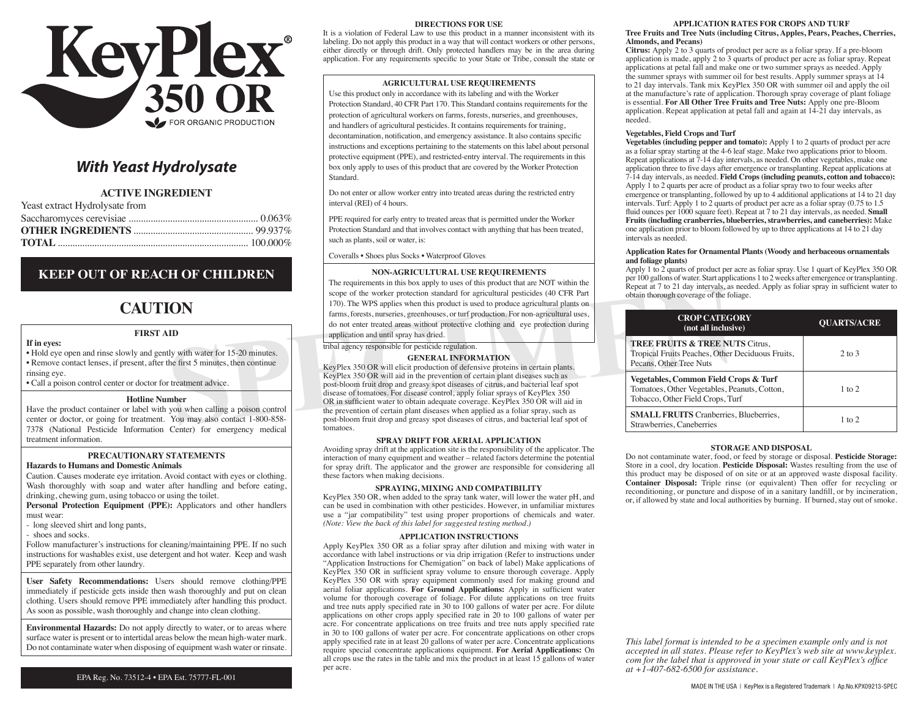# KeyPlex® 350 OR

FOR ORGANIC PRODUCTION

## *With Yeast Hydrolysate*

### ACTIVE INGREDIENT

Yeast extract Hydrolysate from
Saccharomyces cerevisiae ..................................................... 0.063%
**OTHER INGREDIENTS** ................................................ 99.937%
**TOTAL** ............................................................................. 100.000%

## KEEP OUT OF REACH OF CHILDREN

## CAUTION

### FIRST AID

**If in eyes:**

- Hold eye open and rinse slowly and gently with water for 15-20 minutes.
- Remove contact lenses, if present, after the first 5 minutes, then continue rinsing eye.
- Call a poison control center or doctor for treatment advice.

**Hotline Number**

Have the product container or label with you when calling a poison control center or doctor, or going for treatment. You may also contact 1-800-858-7378 (National Pesticide Information Center) for emergency medical treatment information.

### PRECAUTIONARY STATEMENTS

**Hazards to Humans and Domestic Animals**

Caution. Causes moderate eye irritation. Avoid contact with eyes or clothing. Wash thoroughly with soap and water after handling and before eating, drinking, chewing gum, using tobacco or using the toilet.

**Personal Protection Equipment (PPE):** Applicators and other handlers must wear:

- long sleeved shirt and long pants,
- shoes and socks.

Follow manufacturer's instructions for cleaning/maintaining PPE. If no such instructions for washables exist, use detergent and hot water. Keep and wash PPE separately from other laundry.

**User Safety Recommendations:** Users should remove clothing/PPE immediately if pesticide gets inside then wash thoroughly and put on clean clothing. Users should remove PPE immediately after handling this product. As soon as possible, wash thoroughly and change into clean clothing.

**Environmental Hazards:** Do not apply directly to water, or to areas where surface water is present or to intertidal areas below the mean high-water mark. Do not contaminate water when disposing of equipment wash water or rinsate.

EPA Reg. No. 73512-4 • EPA Est. 75777-FL-001

### DIRECTIONS FOR USE

It is a violation of Federal Law to use this product in a manner inconsistent with its labeling. Do not apply this product in a way that will contact workers or other persons, either directly or through drift. Only protected handlers may be in the area during application. For any requirements specific to your State or Tribe, consult the state or tribal agency responsible for pesticide regulation.

### AGRICULTURAL USE REQUIREMENTS

Use this product only in accordance with its labeling and with the Worker Protection Standard, 40 CFR Part 170. This Standard contains requirements for the protection of agricultural workers on farms, forests, nurseries, and greenhouses, and handlers of agricultural pesticides. It contains requirements for training, decontamination, notification, and emergency assistance. It also contains specific instructions and exceptions pertaining to the statements on this label about personal protective equipment (PPE), and restricted-entry interval. The requirements in this box only apply to uses of this product that are covered by the Worker Protection Standard.

Do not enter or allow worker entry into treated areas during the restricted entry interval (REI) of 4 hours.

PPE required for early entry to treated areas that is permitted under the Worker Protection Standard and that involves contact with anything that has been treated, such as plants, soil or water, is:

Coveralls • Shoes plus Socks • Waterproof Gloves

### NON-AGRICULTURAL USE REQUIREMENTS

The requirements in this box apply to uses of this product that are NOT within the scope of the worker protection standard for agricultural pesticides (40 CFR Part 170). The WPS applies when this product is used to produce agricultural plants on farms, forests, nurseries, greenhouses, or turf production. For non-agricultural uses, do not enter treated areas without protective clothing and eye protection during application and until spray has dried.

### GENERAL INFORMATION

KeyPlex 350 OR will elicit production of defensive proteins in certain plants. KeyPlex 350 OR will aid in the prevention of certain plant diseases such as post-bloom fruit drop and greasy spot diseases of citrus, and bacterial leaf spot disease of tomatoes. For disease control, apply foliar sprays of KeyPlex 350 OR in sufficient water to obtain adequate coverage. KeyPlex 350 OR will aid in the prevention of certain plant diseases when applied as a foliar spray, such as post-bloom fruit drop and greasy spot diseases of citrus, and bacterial leaf spot of tomatoes.

### SPRAY DRIFT FOR AERIAL APPLICATION

Avoiding spray drift at the application site is the responsibility of the applicator. The interaction of many equipment and weather – related factors determine the potential for spray drift. The applicator and the grower are responsible for considering all these factors when making decisions.

### SPRAYING, MIXING AND COMPATIBILITY

KeyPlex 350 OR, when added to the spray tank water, will lower the water pH, and can be used in combination with other pesticides. However, in unfamiliar mixtures use a "jar compatibility" test using proper proportions of chemicals and water. *(Note: View the back of this label for suggested testing method.)*

### APPLICATION INSTRUCTIONS

Apply KeyPlex 350 OR as a foliar spray after dilution and mixing with water in accordance with label instructions or via drip irrigation (Refer to instructions under "Application Instructions for Chemigation" on back of label) Make applications of KeyPlex 350 OR in sufficient spray volume to ensure thorough coverage. Apply KeyPlex 350 OR with spray equipment commonly used for making ground and aerial foliar applications. **For Ground Applications:** Apply in sufficient water volume for thorough coverage of foliage. For dilute applications on tree fruits and tree nuts apply specified rate in 30 to 100 gallons of water per acre. For dilute applications on other crops apply specified rate in 20 to 100 gallons of water per acre. For concentrate applications on tree fruits and tree nuts apply specified rate in 30 to 100 gallons of water per acre. For concentrate applications on other crops apply specified rate in at least 20 gallons of water per acre. Concentrate applications require special concentrate applications equipment. **For Aerial Applications:** On all crops use the rates in the table and mix the product in at least 15 gallons of water per acre.

### APPLICATION RATES FOR CROPS AND TURF

**Tree Fruits and Tree Nuts (including Citrus, Apples, Pears, Peaches, Cherries, Almonds, and Pecans)**

**Citrus:** Apply 2 to 3 quarts of product per acre as a foliar spray. If a pre-bloom application is made, apply 2 to 3 quarts of product per acre as foliar spray. Repeat applications at petal fall and make one or two summer sprays as needed. Apply the summer sprays with summer oil for best results. Apply summer sprays at 14 to 21 day intervals. Tank mix KeyPlex 350 OR with summer oil and apply the oil at the manufacture's rate of application. Thorough spray coverage of plant foliage is essential. **For All Other Tree Fruits and Tree Nuts:** Apply one pre-Bloom application. Repeat application at petal fall and again at 14-21 day intervals, as needed.

**Vegetables, Field Crops and Turf**

**Vegetables (including pepper and tomato):** Apply 1 to 2 quarts of product per acre as a foliar spray starting at the 4-6 leaf stage. Make two applications prior to bloom. Repeat applications at 7-14 day intervals, as needed. On other vegetables, make one application three to five days after emergence or transplanting. Repeat applications at 7-14 day intervals, as needed. **Field Crops (including peanuts, cotton and tobacco):** Apply 1 to 2 quarts per acre of product as a foliar spray two to four weeks after emergence or transplanting, followed by up to 4 additional applications at 14 to 21 day intervals. Turf: Apply 1 to 2 quarts of product per acre as a foliar spray (0.75 to 1.5 fluid ounces per 1000 square feet). Repeat at 7 to 21 day intervals, as needed. **Small Fruits (including cranberries, blueberries, strawberries, and caneberries):** Make one application prior to bloom followed by up to three applications at 14 to 21 day intervals as needed.

**Application Rates for Ornamental Plants (Woody and herbaceous ornamentals and foliage plants)**

Apply 1 to 2 quarts of product per acre as foliar spray. Use 1 quart of KeyPlex 350 OR per 100 gallons of water. Start applications 1 to 2 weeks after emergence or transplanting. Repeat at 7 to 21 day intervals, as needed. Apply as foliar spray in sufficient water to obtain thorough coverage of the foliage.

| CROP CATEGORY (not all inclusive) | QUARTS/ACRE |
|---|---|
| **TREE FRUITS & TREE NUTS** Citrus, Tropical Fruits Peaches, Other Deciduous Fruits, Pecans, Other Tree Nuts | 2 to 3 |
| **Vegetables, Common Field Crops & Turf** Tomatoes, Other Vegetables, Peanuts, Cotton, Tobacco, Other Field Crops, Turf | 1 to 2 |
| **SMALL FRUITS** Cranberries, Blueberries, Strawberries, Caneberries | 1 to 2 |

### STORAGE AND DISPOSAL

Do not contaminate water, food, or feed by storage or disposal. **Pesticide Storage:** Store in a cool, dry location. **Pesticide Disposal:** Wastes resulting from the use of this product may be disposed of on site or at an approved waste disposal facility. **Container Disposal:** Triple rinse (or equivalent) Then offer for recycling or reconditioning, or puncture and dispose of in a sanitary landfill, or by incineration, or, if allowed by state and local authorities by burning. If burned, stay out of smoke.

*This label format is intended to be a specimen example only and is not accepted in all states. Please refer to KeyPlex's web site at www.keyplex.com for the label that is approved in your state or call KeyPlex's office at +1-407-682-6500 for assistance.*

MADE IN THE USA | KeyPlex is a Registered Trademark | Ap.No.KPX09213-SPEC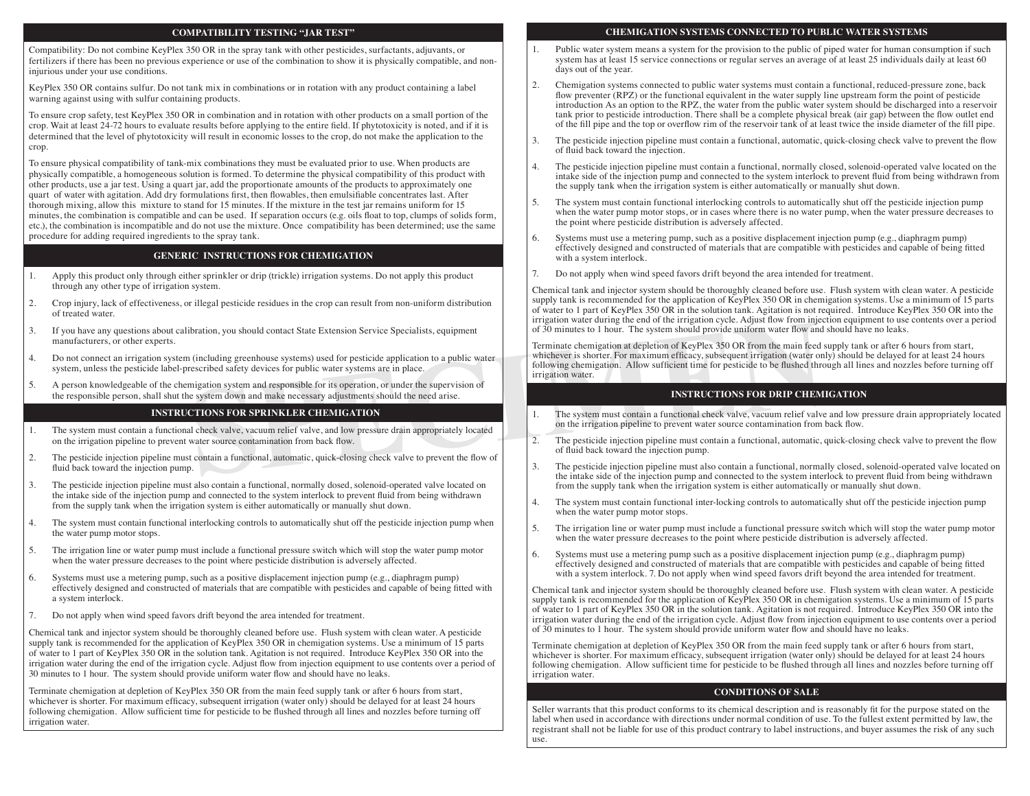## COMPATIBILITY TESTING "JAR TEST"

Compatibility: Do not combine KeyPlex 350 OR in the spray tank with other pesticides, surfactants, adjuvants, or fertilizers if there has been no previous experience or use of the combination to show it is physically compatible, and non-injurious under your use conditions.

KeyPlex 350 OR contains sulfur. Do not tank mix in combinations or in rotation with any product containing a label warning against using with sulfur containing products.

To ensure crop safety, test KeyPlex 350 OR in combination and in rotation with other products on a small portion of the crop. Wait at least 24-72 hours to evaluate results before applying to the entire field. If phytotoxicity is noted, and if it is determined that the level of phytotoxicity will result in economic losses to the crop, do not make the application to the crop.

To ensure physical compatibility of tank-mix combinations they must be evaluated prior to use. When products are physically compatible, a homogeneous solution is formed. To determine the physical compatibility of this product with other products, use a jar test. Using a quart jar, add the proportionate amounts of the products to approximately one quart of water with agitation. Add dry formulations first, then flowables, then emulsifiable concentrates last. After thorough mixing, allow this mixture to stand for 15 minutes. If the mixture in the test jar remains uniform for 15 minutes, the combination is compatible and can be used. If separation occurs (e.g. oils float to top, clumps of solids form, etc.), the combination is incompatible and do not use the mixture. Once compatibility has been determined; use the same procedure for adding required ingredients to the spray tank.

## GENERIC INSTRUCTIONS FOR CHEMIGATION

1. Apply this product only through either sprinkler or drip (trickle) irrigation systems. Do not apply this product through any other type of irrigation system.
2. Crop injury, lack of effectiveness, or illegal pesticide residues in the crop can result from non-uniform distribution of treated water.
3. If you have any questions about calibration, you should contact State Extension Service Specialists, equipment manufacturers, or other experts.
4. Do not connect an irrigation system (including greenhouse systems) used for pesticide application to a public water system, unless the pesticide label-prescribed safety devices for public water systems are in place.
5. A person knowledgeable of the chemigation system and responsible for its operation, or under the supervision of the responsible person, shall shut the system down and make necessary adjustments should the need arise.

## INSTRUCTIONS FOR SPRINKLER CHEMIGATION

1. The system must contain a functional check valve, vacuum relief valve, and low pressure drain appropriately located on the irrigation pipeline to prevent water source contamination from back flow.
2. The pesticide injection pipeline must contain a functional, automatic, quick-closing check valve to prevent the flow of fluid back toward the injection pump.
3. The pesticide injection pipeline must also contain a functional, normally dosed, solenoid-operated valve located on the intake side of the injection pump and connected to the system interlock to prevent fluid from being withdrawn from the supply tank when the irrigation system is either automatically or manually shut down.
4. The system must contain functional interlocking controls to automatically shut off the pesticide injection pump when the water pump motor stops.
5. The irrigation line or water pump must include a functional pressure switch which will stop the water pump motor when the water pressure decreases to the point where pesticide distribution is adversely affected.
6. Systems must use a metering pump, such as a positive displacement injection pump (e.g., diaphragm pump) effectively designed and constructed of materials that are compatible with pesticides and capable of being fitted with a system interlock.
7. Do not apply when wind speed favors drift beyond the area intended for treatment.

Chemical tank and injector system should be thoroughly cleaned before use. Flush system with clean water. A pesticide supply tank is recommended for the application of KeyPlex 350 OR in chemigation systems. Use a minimum of 15 parts of water to 1 part of KeyPlex 350 OR in the solution tank. Agitation is not required. Introduce KeyPlex 350 OR into the irrigation water during the end of the irrigation cycle. Adjust flow from injection equipment to use contents over a period of 30 minutes to 1 hour. The system should provide uniform water flow and should have no leaks.

Terminate chemigation at depletion of KeyPlex 350 OR from the main feed supply tank or after 6 hours from start, whichever is shorter. For maximum efficacy, subsequent irrigation (water only) should be delayed for at least 24 hours following chemigation. Allow sufficient time for pesticide to be flushed through all lines and nozzles before turning off irrigation water.

## CHEMIGATION SYSTEMS CONNECTED TO PUBLIC WATER SYSTEMS

1. Public water system means a system for the provision to the public of piped water for human consumption if such system has at least 15 service connections or regular serves an average of at least 25 individuals daily at least 60 days out of the year.
2. Chemigation systems connected to public water systems must contain a functional, reduced-pressure zone, back flow preventer (RPZ) or the functional equivalent in the water supply line upstream form the point of pesticide introduction As an option to the RPZ, the water from the public water system should be discharged into a reservoir tank prior to pesticide introduction. There shall be a complete physical break (air gap) between the flow outlet end of the fill pipe and the top or overflow rim of the reservoir tank of at least twice the inside diameter of the fill pipe.
3. The pesticide injection pipeline must contain a functional, automatic, quick-closing check valve to prevent the flow of fluid back toward the injection.
4. The pesticide injection pipeline must contain a functional, normally closed, solenoid-operated valve located on the intake side of the injection pump and connected to the system interlock to prevent fluid from being withdrawn from the supply tank when the irrigation system is either automatically or manually shut down.
5. The system must contain functional interlocking controls to automatically shut off the pesticide injection pump when the water pump motor stops, or in cases where there is no water pump, when the water pressure decreases to the point where pesticide distribution is adversely affected.
6. Systems must use a metering pump, such as a positive displacement injection pump (e.g., diaphragm pump) effectively designed and constructed of materials that are compatible with pesticides and capable of being fitted with a system interlock.
7. Do not apply when wind speed favors drift beyond the area intended for treatment.

Chemical tank and injector system should be thoroughly cleaned before use. Flush system with clean water. A pesticide supply tank is recommended for the application of KeyPlex 350 OR in chemigation systems. Use a minimum of 15 parts of water to 1 part of KeyPlex 350 OR in the solution tank. Agitation is not required. Introduce KeyPlex 350 OR into the irrigation water during the end of the irrigation cycle. Adjust flow from injection equipment to use contents over a period of 30 minutes to 1 hour. The system should provide uniform water flow and should have no leaks.

Terminate chemigation at depletion of KeyPlex 350 OR from the main feed supply tank or after 6 hours from start, whichever is shorter. For maximum efficacy, subsequent irrigation (water only) should be delayed for at least 24 hours following chemigation. Allow sufficient time for pesticide to be flushed through all lines and nozzles before turning off irrigation water.

## INSTRUCTIONS FOR DRIP CHEMIGATION

1. The system must contain a functional check valve, vacuum relief valve and low pressure drain appropriately located on the irrigation pipeline to prevent water source contamination from back flow.
2. The pesticide injection pipeline must contain a functional, automatic, quick-closing check valve to prevent the flow of fluid back toward the injection pump.
3. The pesticide injection pipeline must also contain a functional, normally closed, solenoid-operated valve located on the intake side of the injection pump and connected to the system interlock to prevent fluid from being withdrawn from the supply tank when the irrigation system is either automatically or manually shut down.
4. The system must contain functional inter-locking controls to automatically shut off the pesticide injection pump when the water pump motor stops.
5. The irrigation line or water pump must include a functional pressure switch which will stop the water pump motor when the water pressure decreases to the point where pesticide distribution is adversely affected.
6. Systems must use a metering pump such as a positive displacement injection pump (e.g., diaphragm pump) effectively designed and constructed of materials that are compatible with pesticides and capable of being fitted with a system interlock. 7. Do not apply when wind speed favors drift beyond the area intended for treatment.

Chemical tank and injector system should be thoroughly cleaned before use. Flush system with clean water. A pesticide supply tank is recommended for the application of KeyPlex 350 OR in chemigation systems. Use a minimum of 15 parts of water to 1 part of KeyPlex 350 OR in the solution tank. Agitation is not required. Introduce KeyPlex 350 OR into the irrigation water during the end of the irrigation cycle. Adjust flow from injection equipment to use contents over a period of 30 minutes to 1 hour. The system should provide uniform water flow and should have no leaks.

Terminate chemigation at depletion of KeyPlex 350 OR from the main feed supply tank or after 6 hours from start, whichever is shorter. For maximum efficacy, subsequent irrigation (water only) should be delayed for at least 24 hours following chemigation. Allow sufficient time for pesticide to be flushed through all lines and nozzles before turning off irrigation water.

## CONDITIONS OF SALE

Seller warrants that this product conforms to its chemical description and is reasonably fit for the purpose stated on the label when used in accordance with directions under normal condition of use. To the fullest extent permitted by law, the registrant shall not be liable for use of this product contrary to label instructions, and buyer assumes the risk of any such use.